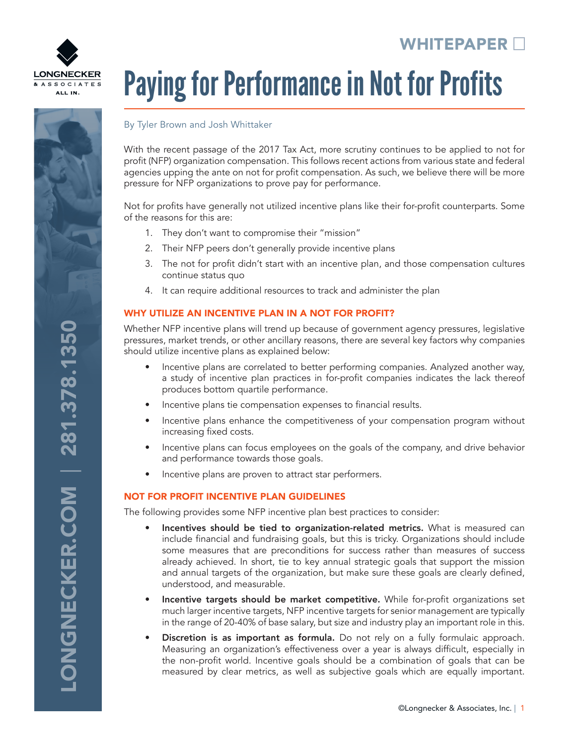WHITEPAPER

# Paying for Performance in Not for Profits

By Tyler Brown and Josh Whittaker

With the recent passage of the 2017 Tax Act, more scrutiny continues to be applied to not for profit (NFP) organization compensation. This follows recent actions from various state and federal agencies upping the ante on not for profit compensation. As such, we believe there will be more pressure for NFP organizations to prove pay for performance.

Not for profits have generally not utilized incentive plans like their for-profit counterparts. Some of the reasons for this are:

1. They don't want to compromise their "mission"
2. Their NFP peers don't generally provide incentive plans
3. The not for profit didn't start with an incentive plan, and those compensation cultures continue status quo
4. It can require additional resources to track and administer the plan

## WHY UTILIZE AN INCENTIVE PLAN IN A NOT FOR PROFIT?

Whether NFP incentive plans will trend up because of government agency pressures, legislative pressures, market trends, or other ancillary reasons, there are several key factors why companies should utilize incentive plans as explained below:

- Incentive plans are correlated to better performing companies. Analyzed another way, a study of incentive plan practices in for-profit companies indicates the lack thereof produces bottom quartile performance.
- Incentive plans tie compensation expenses to financial results.
- Incentive plans enhance the competitiveness of your compensation program without increasing fixed costs.
- Incentive plans can focus employees on the goals of the company, and drive behavior and performance towards those goals.
- Incentive plans are proven to attract star performers.

## NOT FOR PROFIT INCENTIVE PLAN GUIDELINES

The following provides some NFP incentive plan best practices to consider:

- **Incentives should be tied to organization-related metrics.** What is measured can include financial and fundraising goals, but this is tricky. Organizations should include some measures that are preconditions for success rather than measures of success already achieved. In short, tie to key annual strategic goals that support the mission and annual targets of the organization, but make sure these goals are clearly defined, understood, and measurable.
- **Incentive targets should be market competitive.** While for-profit organizations set much larger incentive targets, NFP incentive targets for senior management are typically in the range of 20-40% of base salary, but size and industry play an important role in this.
- **Discretion is as important as formula.** Do not rely on a fully formulaic approach. Measuring an organization's effectiveness over a year is always difficult, especially in the non-profit world. Incentive goals should be a combination of goals that can be measured by clear metrics, as well as subjective goals which are equally important.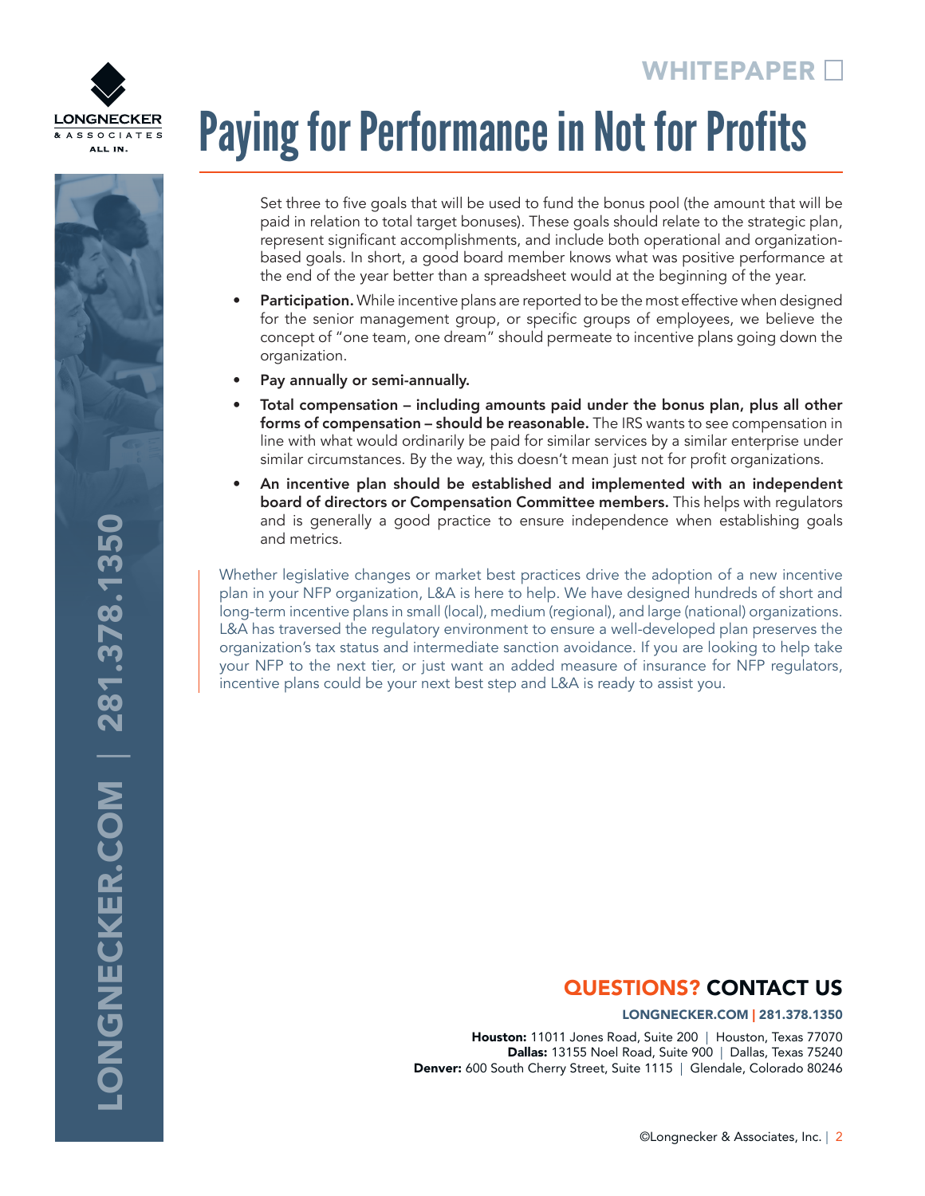# Paying for Performance in Not for Profits

Set three to five goals that will be used to fund the bonus pool (the amount that will be paid in relation to total target bonuses). These goals should relate to the strategic plan, represent significant accomplishments, and include both operational and organization-based goals. In short, a good board member knows what was positive performance at the end of the year better than a spreadsheet would at the beginning of the year.

- **Participation.** While incentive plans are reported to be the most effective when designed for the senior management group, or specific groups of employees, we believe the concept of "one team, one dream" should permeate to incentive plans going down the organization.
- **Pay annually or semi-annually.**
- **Total compensation – including amounts paid under the bonus plan, plus all other forms of compensation – should be reasonable.** The IRS wants to see compensation in line with what would ordinarily be paid for similar services by a similar enterprise under similar circumstances. By the way, this doesn't mean just not for profit organizations.
- **An incentive plan should be established and implemented with an independent board of directors or Compensation Committee members.** This helps with regulators and is generally a good practice to ensure independence when establishing goals and metrics.

Whether legislative changes or market best practices drive the adoption of a new incentive plan in your NFP organization, L&A is here to help. We have designed hundreds of short and long-term incentive plans in small (local), medium (regional), and large (national) organizations. L&A has traversed the regulatory environment to ensure a well-developed plan preserves the organization's tax status and intermediate sanction avoidance. If you are looking to help take your NFP to the next tier, or just want an added measure of insurance for NFP regulators, incentive plans could be your next best step and L&A is ready to assist you.

## QUESTIONS? CONTACT US

**LONGNECKER.COM | 281.378.1350**

**Houston:** 11011 Jones Road, Suite 200 | Houston, Texas 77070
**Dallas:** 13155 Noel Road, Suite 900 | Dallas, Texas 75240
**Denver:** 600 South Cherry Street, Suite 1115 | Glendale, Colorado 80246

©Longnecker & Associates, Inc.